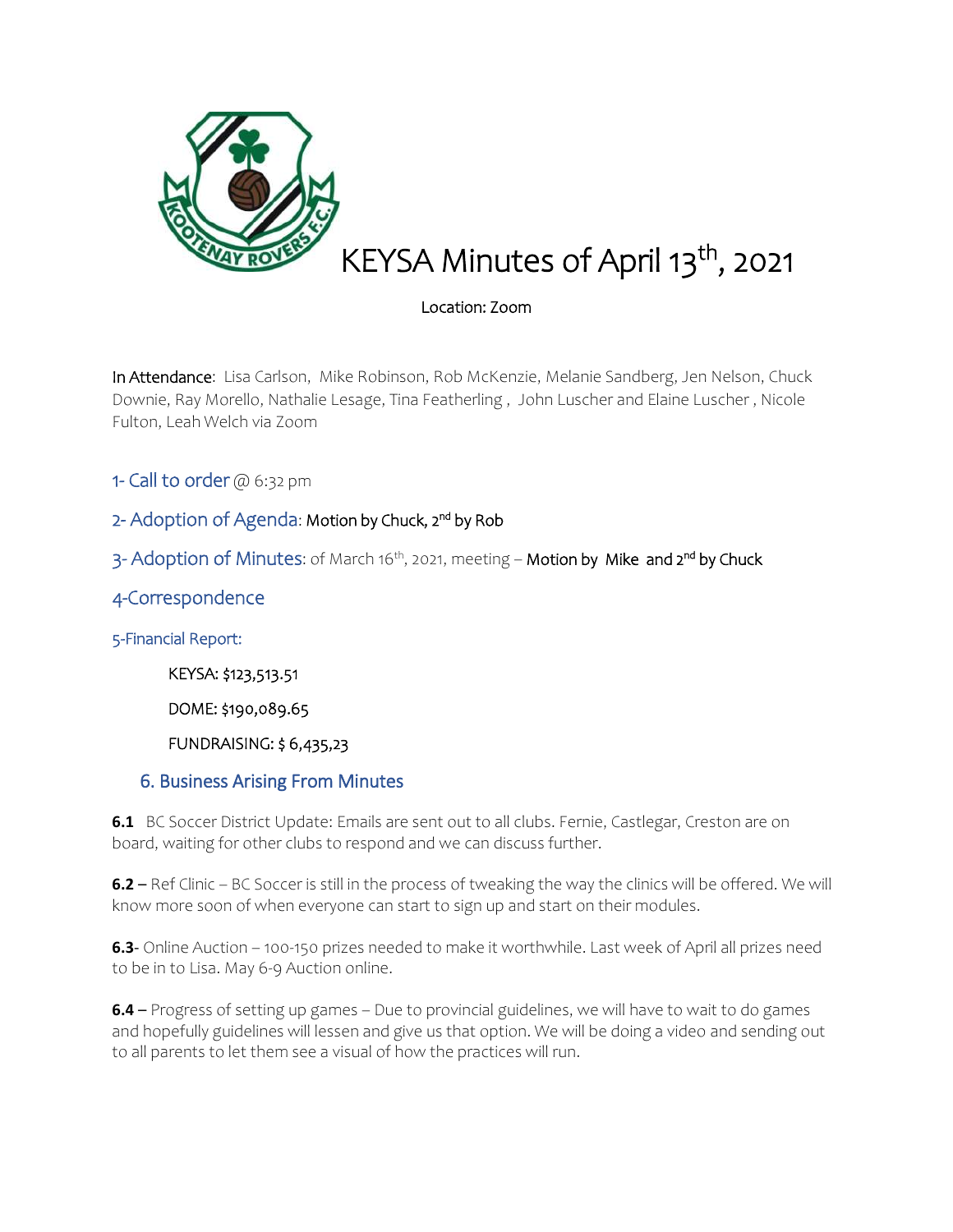# KEYSA Minutes of April 13th, 2021

Location: Zoom

**In Attendance**: Lisa Carlson, Mike Robinson, Rob McKenzie, Melanie Sandberg, Jen Nelson, Chuck Downie, Ray Morello, Nathalie Lesage, Tina Featherling , John Luscher and Elaine Luscher , Nicole Fulton, Leah Welch via Zoom

## 1- Call to order @ 6:32 pm

## 2- Adoption of Agenda: Motion by Chuck, 2nd by Rob

## 3- Adoption of Minutes: of March 16th, 2021, meeting – Motion by Mike and 2nd by Chuck

## 4-Correspondence

### 5-Financial Report:

KEYSA: $123,513.51

DOME: $190,089.65

FUNDRAISING: $ 6,435,23

### 6. Business Arising From Minutes

**6.1** BC Soccer District Update: Emails are sent out to all clubs. Fernie, Castlegar, Creston are on board, waiting for other clubs to respond and we can discuss further.

**6.2** – Ref Clinic – BC Soccer is still in the process of tweaking the way the clinics will be offered. We will know more soon of when everyone can start to sign up and start on their modules.

**6.3**- Online Auction – 100-150 prizes needed to make it worthwhile. Last week of April all prizes need to be in to Lisa. May 6-9 Auction online.

**6.4** – Progress of setting up games – Due to provincial guidelines, we will have to wait to do games and hopefully guidelines will lessen and give us that option. We will be doing a video and sending out to all parents to let them see a visual of how the practices will run.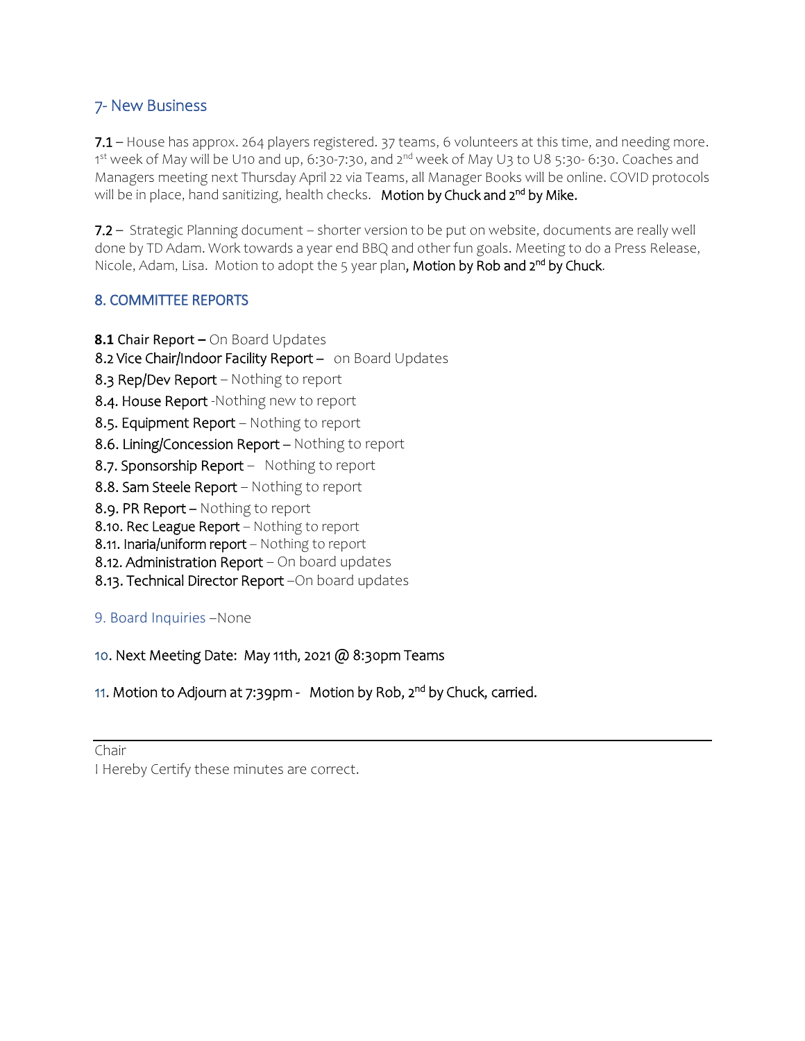## 7- New Business

**7.1** – House has approx. 264 players registered. 37 teams, 6 volunteers at this time, and needing more. 1st week of May will be U10 and up, 6:30-7:30, and 2nd week of May U3 to U8 5:30- 6:30. Coaches and Managers meeting next Thursday April 22 via Teams, all Manager Books will be online. COVID protocols will be in place, hand sanitizing, health checks. Motion by Chuck and 2nd by Mike.

**7.2** – Strategic Planning document – shorter version to be put on website, documents are really well done by TD Adam. Work towards a year end BBQ and other fun goals. Meeting to do a Press Release, Nicole, Adam, Lisa. Motion to adopt the 5 year plan, Motion by Rob and 2nd by Chuck.

## 8. COMMITTEE REPORTS

**8.1** Chair Report – On Board Updates
8.2 Vice Chair/Indoor Facility Report – on Board Updates
8.3 Rep/Dev Report – Nothing to report
8.4. House Report -Nothing new to report
8.5. Equipment Report – Nothing to report
8.6. Lining/Concession Report – Nothing to report
8.7. Sponsorship Report – Nothing to report
8.8. Sam Steele Report – Nothing to report
8.9. PR Report – Nothing to report
8.10. Rec League Report – Nothing to report
8.11. Inaria/uniform report – Nothing to report
8.12. Administration Report – On board updates
8.13. Technical Director Report –On board updates

9. Board Inquiries –None

10. Next Meeting Date: May 11th, 2021 @ 8:30pm Teams

11. Motion to Adjourn at 7:39pm - Motion by Rob, 2nd by Chuck, carried.

---

Chair
I Hereby Certify these minutes are correct.